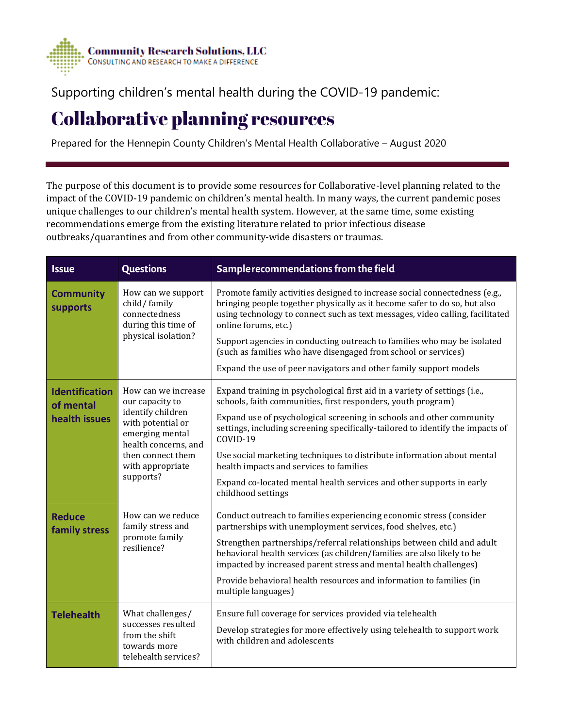Community Research Solutions, LLC
CONSULTING AND RESEARCH TO MAKE A DIFFERENCE

Supporting children's mental health during the COVID-19 pandemic:

# Collaborative planning resources

Prepared for the Hennepin County Children's Mental Health Collaborative – August 2020

The purpose of this document is to provide some resources for Collaborative-level planning related to the impact of the COVID-19 pandemic on children's mental health. In many ways, the current pandemic poses unique challenges to our children's mental health system. However, at the same time, some existing recommendations emerge from the existing literature related to prior infectious disease outbreaks/quarantines and from other community-wide disasters or traumas.

| Issue | Questions | Sample recommendations from the field |
|---|---|---|
| **Community supports** | How can we support child/ family connectedness during this time of physical isolation? | Promote family activities designed to increase social connectedness (e.g., bringing people together physically as it become safer to do so, but also using technology to connect such as text messages, video calling, facilitated online forums, etc.)<br><br>Support agencies in conducting outreach to families who may be isolated (such as families who have disengaged from school or services)<br><br>Expand the use of peer navigators and other family support models |
| **Identification of mental health issues** | How can we increase our capacity to identify children with potential or emerging mental health concerns, and then connect them with appropriate supports? | Expand training in psychological first aid in a variety of settings (i.e., schools, faith communities, first responders, youth program)<br><br>Expand use of psychological screening in schools and other community settings, including screening specifically-tailored to identify the impacts of COVID-19<br><br>Use social marketing techniques to distribute information about mental health impacts and services to families<br><br>Expand co-located mental health services and other supports in early childhood settings |
| **Reduce family stress** | How can we reduce family stress and promote family resilience? | Conduct outreach to families experiencing economic stress (consider partnerships with unemployment services, food shelves, etc.)<br><br>Strengthen partnerships/referral relationships between child and adult behavioral health services (as children/families are also likely to be impacted by increased parent stress and mental health challenges)<br><br>Provide behavioral health resources and information to families (in multiple languages) |
| **Telehealth** | What challenges/ successes resulted from the shift towards more telehealth services? | Ensure full coverage for services provided via telehealth<br><br>Develop strategies for more effectively using telehealth to support work with children and adolescents |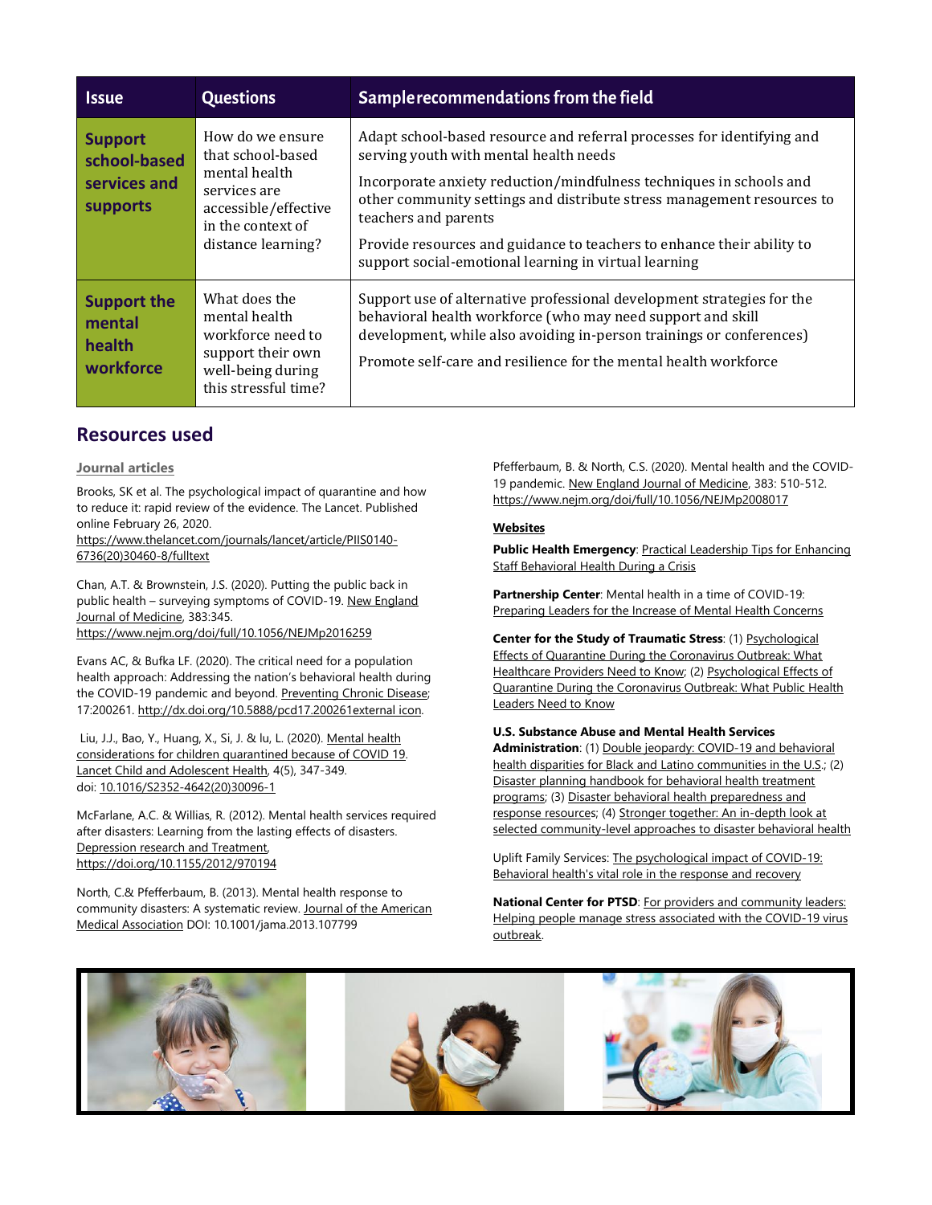| Issue | Questions | Sample recommendations from the field |
|---|---|---|
| **Support school-based services and supports** | How do we ensure that school-based mental health services are accessible/effective in the context of distance learning? | Adapt school-based resource and referral processes for identifying and serving youth with mental health needs<br><br>Incorporate anxiety reduction/mindfulness techniques in schools and other community settings and distribute stress management resources to teachers and parents<br><br>Provide resources and guidance to teachers to enhance their ability to support social-emotional learning in virtual learning |
| **Support the mental health workforce** | What does the mental health workforce need to support their own well-being during this stressful time? | Support use of alternative professional development strategies for the behavioral health workforce (who may need support and skill development, while also avoiding in-person trainings or conferences)<br><br>Promote self-care and resilience for the mental health workforce |

## Resources used

### Journal articles

Brooks, SK et al. The psychological impact of quarantine and how to reduce it: rapid review of the evidence. The Lancet. Published online February 26, 2020. https://www.thelancet.com/journals/lancet/article/PIIS0140-6736(20)30460-8/fulltext

Chan, A.T. & Brownstein, J.S. (2020). Putting the public back in public health – surveying symptoms of COVID-19. New England Journal of Medicine, 383:345. https://www.nejm.org/doi/full/10.1056/NEJMp2016259

Evans AC, & Bufka LF. (2020). The critical need for a population health approach: Addressing the nation's behavioral health during the COVID-19 pandemic and beyond. Preventing Chronic Disease; 17:200261. http://dx.doi.org/10.5888/pcd17.200261external icon.

Liu, J.J., Bao, Y., Huang, X., Si, J. & lu, L. (2020). Mental health considerations for children quarantined because of COVID 19. Lancet Child and Adolescent Health, 4(5), 347-349. doi: 10.1016/S2352-4642(20)30096-1

McFarlane, A.C. & Willias, R. (2012). Mental health services required after disasters: Learning from the lasting effects of disasters. Depression research and Treatment, https://doi.org/10.1155/2012/970194

North, C.& Pfefferbaum, B. (2013). Mental health response to community disasters: A systematic review. Journal of the American Medical Association DOI: 10.1001/jama.2013.107799

Pfefferbaum, B. & North, C.S. (2020). Mental health and the COVID-19 pandemic. New England Journal of Medicine, 383: 510-512. https://www.nejm.org/doi/full/10.1056/NEJMp2008017

### Websites

**Public Health Emergency**: Practical Leadership Tips for Enhancing Staff Behavioral Health During a Crisis

**Partnership Center**: Mental health in a time of COVID-19: Preparing Leaders for the Increase of Mental Health Concerns

**Center for the Study of Traumatic Stress**: (1) Psychological Effects of Quarantine During the Coronavirus Outbreak: What Healthcare Providers Need to Know; (2) Psychological Effects of Quarantine During the Coronavirus Outbreak: What Public Health Leaders Need to Know

**U.S. Substance Abuse and Mental Health Services Administration**: (1) Double jeopardy: COVID-19 and behavioral health disparities for Black and Latino communities in the U.S.; (2) Disaster planning handbook for behavioral health treatment programs; (3) Disaster behavioral health preparedness and response resources; (4) Stronger together: An in-depth look at selected community-level approaches to disaster behavioral health

Uplift Family Services: The psychological impact of COVID-19: Behavioral health's vital role in the response and recovery

**National Center for PTSD**: For providers and community leaders: Helping people manage stress associated with the COVID-19 virus outbreak.